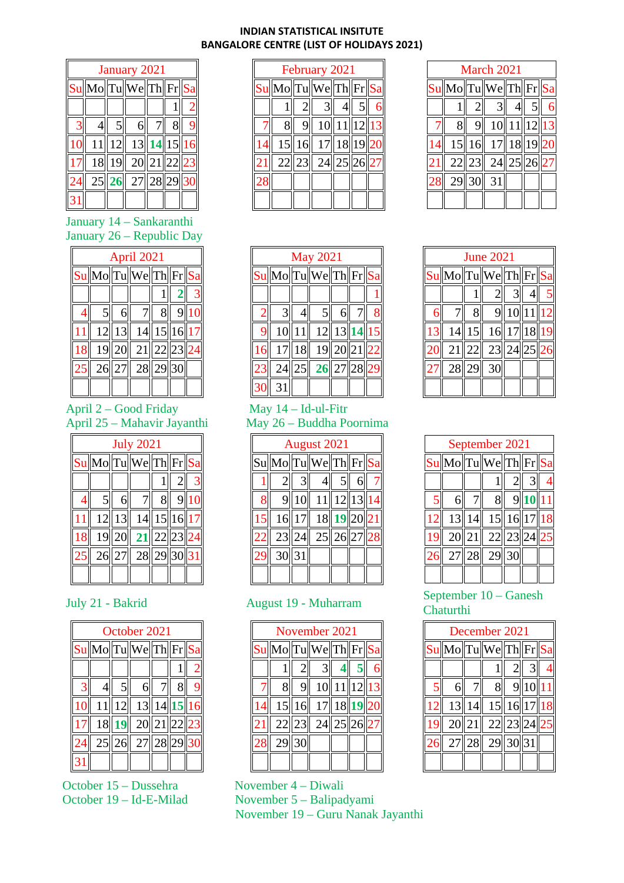**INDIAN STATISTICAL INSITUTE**
**BANGALORE CENTRE (LIST OF HOLIDAYS 2021)**

| January 2021 | | | | | | |
|---|---|---|---|---|---|---|
| Su | Mo | Tu | We | Th | Fr | Sa |
| | | | | | 1 | 2 |
| 3 | 4 | 5 | 6 | 7 | 8 | 9 |
| 10 | 11 | 12 | 13 | **14** | 15 | 16 |
| 17 | 18 | 19 | 20 | 21 | 22 | 23 |
| 24 | 25 | **26** | 27 | 28 | 29 | 30 |
| 31 | | | | | | |

January 14 – Sankaranthi
January 26 – Republic Day

| February 2021 | | | | | | |
|---|---|---|---|---|---|---|
| Su | Mo | Tu | We | Th | Fr | Sa |
| | 1 | 2 | 3 | 4 | 5 | 6 |
| 7 | 8 | 9 | 10 | 11 | 12 | 13 |
| 14 | 15 | 16 | 17 | 18 | 19 | 20 |
| 21 | 22 | 23 | 24 | 25 | 26 | 27 |
| 28 | | | | | | |

| March 2021 | | | | | | |
|---|---|---|---|---|---|---|
| Su | Mo | Tu | We | Th | Fr | Sa |
| | 1 | 2 | 3 | 4 | 5 | 6 |
| 7 | 8 | 9 | 10 | 11 | 12 | 13 |
| 14 | 15 | 16 | 17 | 18 | 19 | 20 |
| 21 | 22 | 23 | 24 | 25 | 26 | 27 |
| 28 | 29 | 30 | 31 | | | |

| April 2021 | | | | | | |
|---|---|---|---|---|---|---|
| Su | Mo | Tu | We | Th | Fr | Sa |
| | | | | 1 | **2** | 3 |
| 4 | 5 | 6 | 7 | 8 | 9 | 10 |
| 11 | 12 | 13 | 14 | 15 | 16 | 17 |
| 18 | 19 | 20 | 21 | 22 | 23 | 24 |
| 25 | 26 | 27 | 28 | 29 | 30 | |

April 2 – Good Friday
April 25 – Mahavir Jayanthi

| May 2021 | | | | | | |
|---|---|---|---|---|---|---|
| Su | Mo | Tu | We | Th | Fr | Sa |
| | | | | | | 1 |
| 2 | 3 | 4 | 5 | 6 | 7 | 8 |
| 9 | 10 | 11 | 12 | 13 | **14** | 15 |
| 16 | 17 | 18 | 19 | 20 | 21 | 22 |
| 23 | 24 | 25 | **26** | 27 | 28 | 29 |
| 30 | 31 | | | | | |

May 14 – Id-ul-Fitr
May 26 – Buddha Poornima

| June 2021 | | | | | | |
|---|---|---|---|---|---|---|
| Su | Mo | Tu | We | Th | Fr | Sa |
| | | 1 | 2 | 3 | 4 | 5 |
| 6 | 7 | 8 | 9 | 10 | 11 | 12 |
| 13 | 14 | 15 | 16 | 17 | 18 | 19 |
| 20 | 21 | 22 | 23 | 24 | 25 | 26 |
| 27 | 28 | 29 | 30 | | | |

| July 2021 | | | | | | |
|---|---|---|---|---|---|---|
| Su | Mo | Tu | We | Th | Fr | Sa |
| | | | | 1 | 2 | 3 |
| 4 | 5 | 6 | 7 | 8 | 9 | 10 |
| 11 | 12 | 13 | 14 | 15 | 16 | 17 |
| 18 | 19 | 20 | **21** | 22 | 23 | 24 |
| 25 | 26 | 27 | 28 | 29 | 30 | 31 |

July 21 - Bakrid

| August 2021 | | | | | | |
|---|---|---|---|---|---|---|
| Su | Mo | Tu | We | Th | Fr | Sa |
| 1 | 2 | 3 | 4 | 5 | 6 | 7 |
| 8 | 9 | 10 | 11 | 12 | 13 | 14 |
| 15 | 16 | 17 | 18 | **19** | 20 | 21 |
| 22 | 23 | 24 | 25 | 26 | 27 | 28 |
| 29 | 30 | 31 | | | | |

August 19 - Muharram

| September 2021 | | | | | | |
|---|---|---|---|---|---|---|
| Su | Mo | Tu | We | Th | Fr | Sa |
| | | | 1 | 2 | 3 | 4 |
| 5 | 6 | 7 | 8 | 9 | **10** | 11 |
| 12 | 13 | 14 | 15 | 16 | 17 | 18 |
| 19 | 20 | 21 | 22 | 23 | 24 | 25 |
| 26 | 27 | 28 | 29 | 30 | | |

September 10 – Ganesh Chaturthi

| October 2021 | | | | | | |
|---|---|---|---|---|---|---|
| Su | Mo | Tu | We | Th | Fr | Sa |
| | | | | | 1 | 2 |
| 3 | 4 | 5 | 6 | 7 | 8 | 9 |
| 10 | 11 | 12 | 13 | 14 | **15** | 16 |
| 17 | 18 | **19** | 20 | 21 | 22 | 23 |
| 24 | 25 | 26 | 27 | 28 | 29 | 30 |
| 31 | | | | | | |

October 15 – Dussehra
October 19 – Id-E-Milad

| November 2021 | | | | | | |
|---|---|---|---|---|---|---|
| Su | Mo | Tu | We | Th | Fr | Sa |
| | 1 | 2 | 3 | **4** | **5** | 6 |
| 7 | 8 | 9 | 10 | 11 | 12 | 13 |
| 14 | 15 | 16 | 17 | 18 | **19** | 20 |
| 21 | 22 | 23 | 24 | 25 | 26 | 27 |
| 28 | 29 | 30 | | | | |

November 4 – Diwali
November 5 – Balipadyami
November 19 – Guru Nanak Jayanthi

| December 2021 | | | | | | |
|---|---|---|---|---|---|---|
| Su | Mo | Tu | We | Th | Fr | Sa |
| | | | 1 | 2 | 3 | 4 |
| 5 | 6 | 7 | 8 | 9 | 10 | 11 |
| 12 | 13 | 14 | 15 | 16 | 17 | 18 |
| 19 | 20 | 21 | 22 | 23 | 24 | 25 |
| 26 | 27 | 28 | 29 | 30 | 31 | |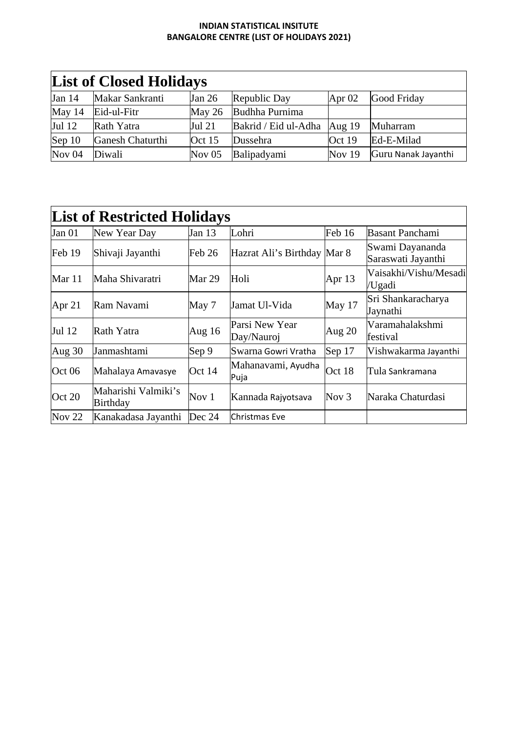**INDIAN STATISTICAL INSITUTE**
**BANGALORE CENTRE (LIST OF HOLIDAYS 2021)**

| **List of Closed Holidays** | | | | | |
|---|---|---|---|---|---|
| Jan 14 | Makar Sankranti | Jan 26 | Republic Day | Apr 02 | Good Friday |
| May 14 | Eid-ul-Fitr | May 26 | Budhha Purnima | | |
| Jul 12 | Rath Yatra | Jul 21 | Bakrid / Eid ul-Adha | Aug 19 | Muharram |
| Sep 10 | Ganesh Chaturthi | Oct 15 | Dussehra | Oct 19 | Ed-E-Milad |
| Nov 04 | Diwali | Nov 05 | Balipadyami | Nov 19 | Guru Nanak Jayanthi |

| **List of Restricted Holidays** | | | | | |
|---|---|---|---|---|---|
| Jan 01 | New Year Day | Jan 13 | Lohri | Feb 16 | Basant Panchami |
| Feb 19 | Shivaji Jayanthi | Feb 26 | Hazrat Ali's Birthday | Mar 8 | Swami Dayananda Saraswati Jayanthi |
| Mar 11 | Maha Shivaratri | Mar 29 | Holi | Apr 13 | Vaisakhi/Vishu/Mesadi /Ugadi |
| Apr 21 | Ram Navami | May 7 | Jamat Ul-Vida | May 17 | Sri Shankaracharya Jaynathi |
| Jul 12 | Rath Yatra | Aug 16 | Parsi New Year Day/Nauroj | Aug 20 | Varamahalakshmi festival |
| Aug 30 | Janmashtami | Sep 9 | Swarna Gowri Vratha | Sep 17 | Vishwakarma Jayanthi |
| Oct 06 | Mahalaya Amavasye | Oct 14 | Mahanavami, Ayudha Puja | Oct 18 | Tula Sankramana |
| Oct 20 | Maharishi Valmiki's Birthday | Nov 1 | Kannada Rajyotsava | Nov 3 | Naraka Chaturdasi |
| Nov 22 | Kanakadasa Jayanthi | Dec 24 | Christmas Eve | | |